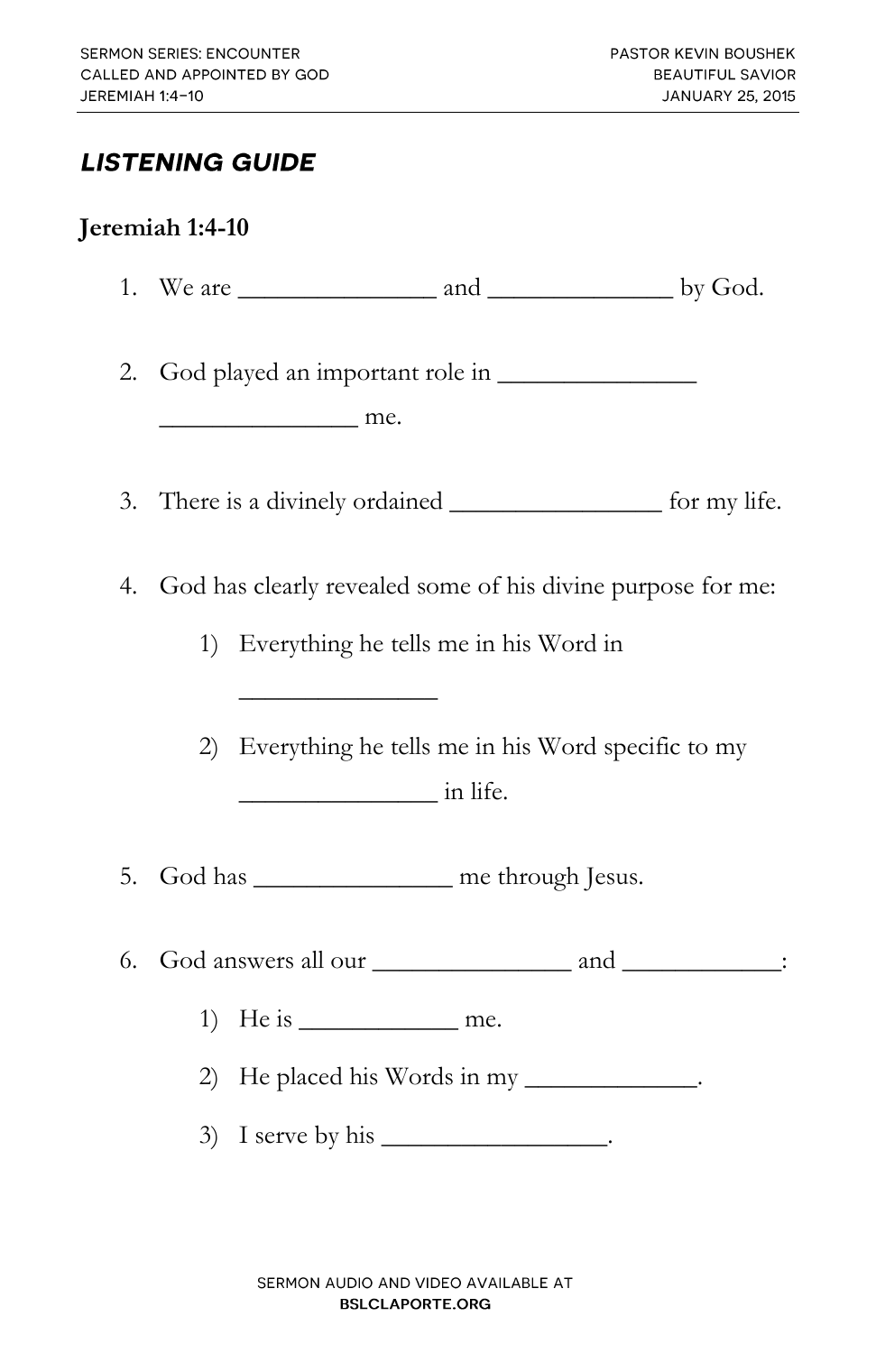SERMON SERIES: ENCOUNTER
CALLED AND APPOINTED BY GOD
JEREMIAH 1:4–10

PASTOR KEVIN BOUSHEK
BEAUTIFUL SAVIOR
JANUARY 25, 2015

## *LISTENING GUIDE*

### Jeremiah 1:4-10

1. We are _______________ and _______________ by God.

2. God played an important role in _______________ _______________ me.

3. There is a divinely ordained _______________ for my life.

4. God has clearly revealed some of his divine purpose for me:
    1) Everything he tells me in his Word in _______________
    2) Everything he tells me in his Word specific to my _______________ in life.

5. God has _______________ me through Jesus.

6. God answers all our _______________ and ____________:
    1) He is ____________ me.
    2) He placed his Words in my _____________.
    3) I serve by his _________________.

SERMON AUDIO AND VIDEO AVAILABLE AT
**BSLCLAPORTE.ORG**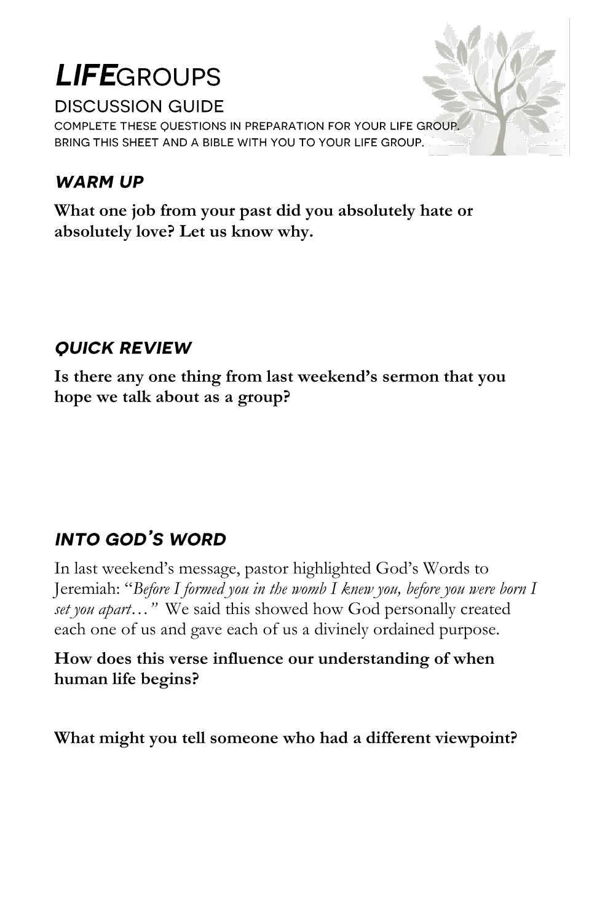# *LIFE*GROUPS

## DISCUSSION GUIDE

COMPLETE THESE QUESTIONS IN PREPARATION FOR YOUR LIFE GROUP.
BRING THIS SHEET AND A BIBLE WITH YOU TO YOUR LIFE GROUP.

### *WARM UP*

**What one job from your past did you absolutely hate or absolutely love? Let us know why.**

### *QUICK REVIEW*

**Is there any one thing from last weekend's sermon that you hope we talk about as a group?**

### *INTO GOD'S WORD*

In last weekend's message, pastor highlighted God's Words to Jeremiah: "*Before I formed you in the womb I knew you, before you were born I set you apart…"* We said this showed how God personally created each one of us and gave each of us a divinely ordained purpose.

**How does this verse influence our understanding of when human life begins?**

**What might you tell someone who had a different viewpoint?**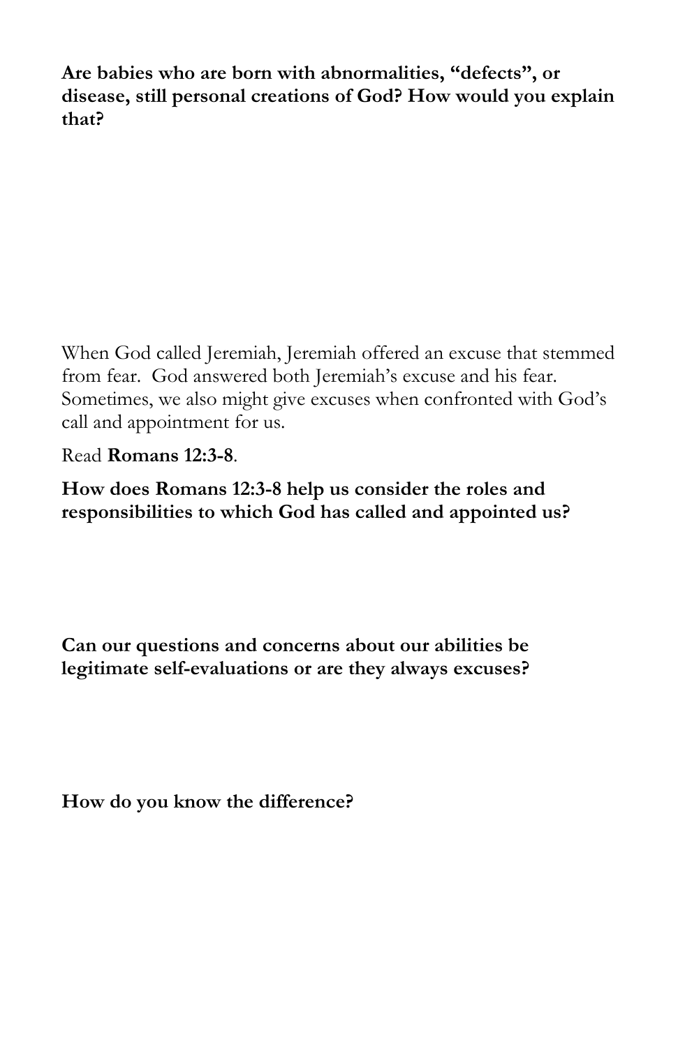**Are babies who are born with abnormalities, “defects”, or disease, still personal creations of God? How would you explain that?**

When God called Jeremiah, Jeremiah offered an excuse that stemmed from fear. God answered both Jeremiah’s excuse and his fear. Sometimes, we also might give excuses when confronted with God’s call and appointment for us.

Read **Romans 12:3-8**.

**How does Romans 12:3-8 help us consider the roles and responsibilities to which God has called and appointed us?**

**Can our questions and concerns about our abilities be legitimate self-evaluations or are they always excuses?**

**How do you know the difference?**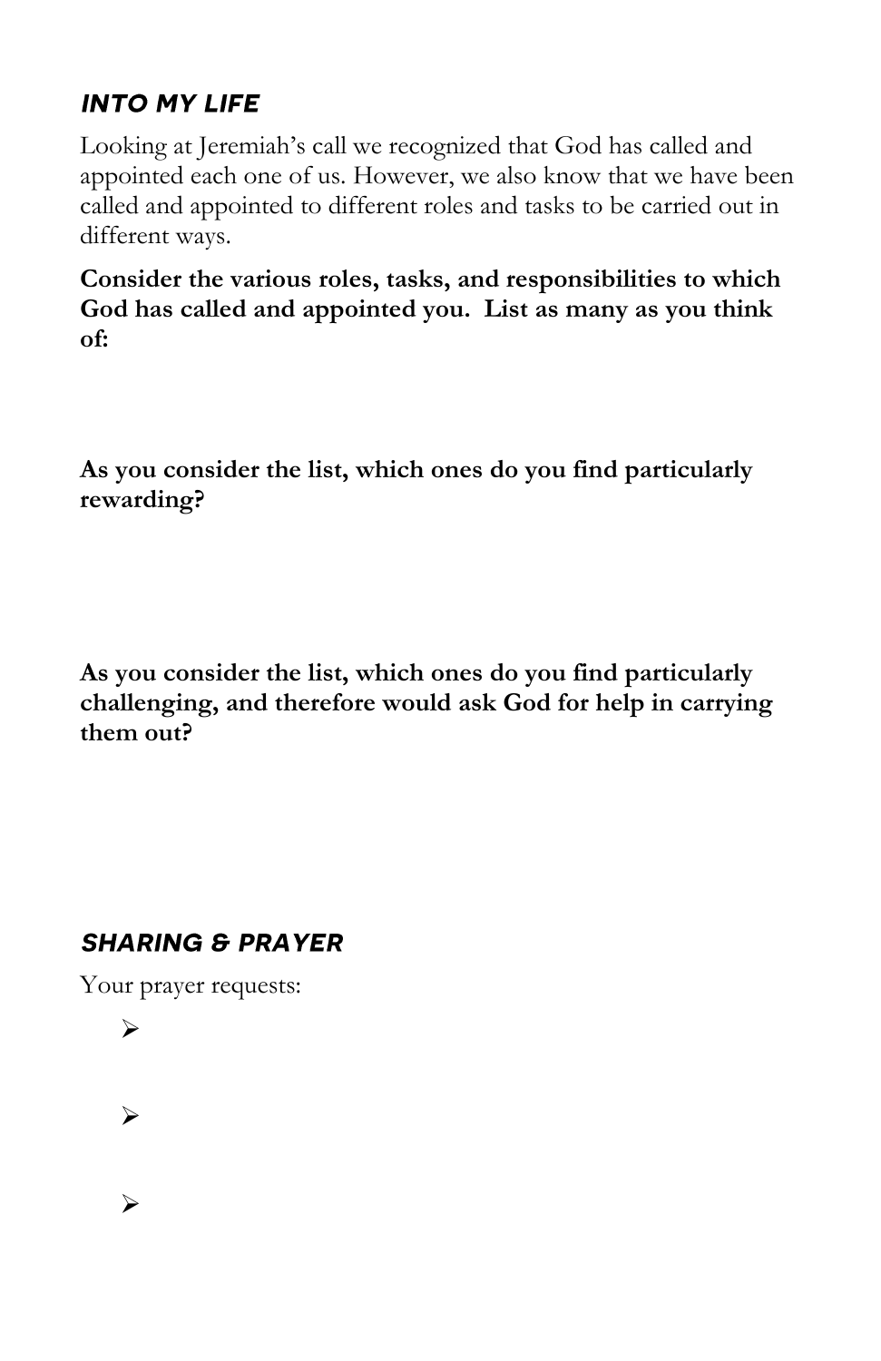### *INTO MY LIFE*

Looking at Jeremiah's call we recognized that God has called and appointed each one of us. However, we also know that we have been called and appointed to different roles and tasks to be carried out in different ways.

**Consider the various roles, tasks, and responsibilities to which God has called and appointed you. List as many as you think of:**

**As you consider the list, which ones do you find particularly rewarding?**

**As you consider the list, which ones do you find particularly challenging, and therefore would ask God for help in carrying them out?**

### *SHARING & PRAYER*

Your prayer requests:

- 
- 
-